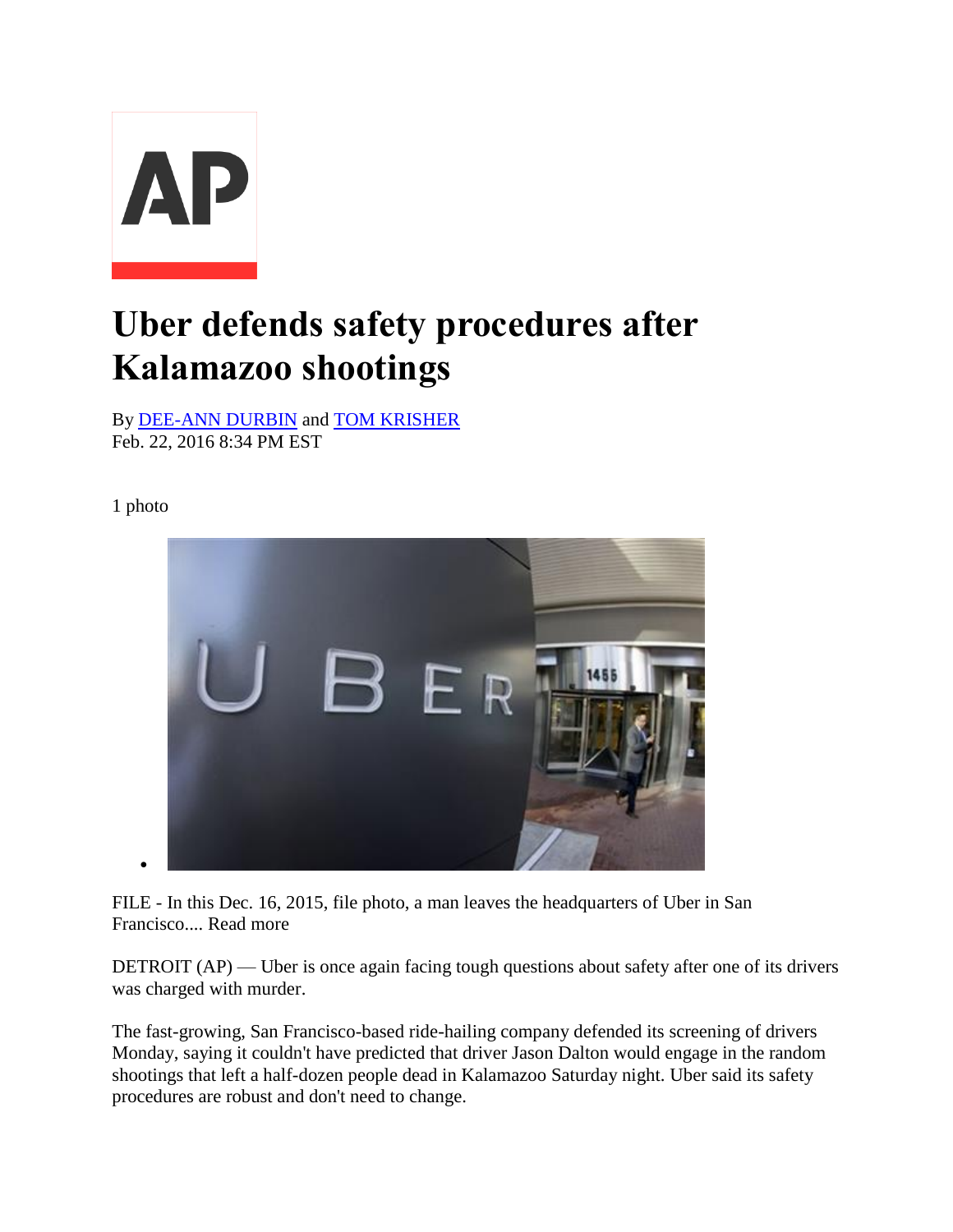# Uber defends safety procedures after Kalamazoo shootings

By DEE-ANN DURBIN and TOM KRISHER
Feb. 22, 2016 8:34 PM EST

1 photo

FILE - In this Dec. 16, 2015, file photo, a man leaves the headquarters of Uber in San Francisco.... Read more

DETROIT (AP) — Uber is once again facing tough questions about safety after one of its drivers was charged with murder.

The fast-growing, San Francisco-based ride-hailing company defended its screening of drivers Monday, saying it couldn't have predicted that driver Jason Dalton would engage in the random shootings that left a half-dozen people dead in Kalamazoo Saturday night. Uber said its safety procedures are robust and don't need to change.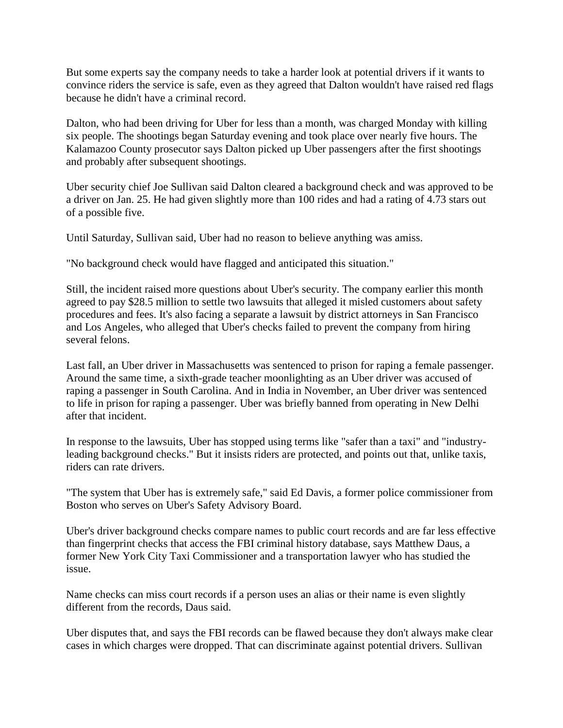But some experts say the company needs to take a harder look at potential drivers if it wants to convince riders the service is safe, even as they agreed that Dalton wouldn't have raised red flags because he didn't have a criminal record.

Dalton, who had been driving for Uber for less than a month, was charged Monday with killing six people. The shootings began Saturday evening and took place over nearly five hours. The Kalamazoo County prosecutor says Dalton picked up Uber passengers after the first shootings and probably after subsequent shootings.

Uber security chief Joe Sullivan said Dalton cleared a background check and was approved to be a driver on Jan. 25. He had given slightly more than 100 rides and had a rating of 4.73 stars out of a possible five.

Until Saturday, Sullivan said, Uber had no reason to believe anything was amiss.

"No background check would have flagged and anticipated this situation."

Still, the incident raised more questions about Uber's security. The company earlier this month agreed to pay $28.5 million to settle two lawsuits that alleged it misled customers about safety procedures and fees. It's also facing a separate a lawsuit by district attorneys in San Francisco and Los Angeles, who alleged that Uber's checks failed to prevent the company from hiring several felons.

Last fall, an Uber driver in Massachusetts was sentenced to prison for raping a female passenger. Around the same time, a sixth-grade teacher moonlighting as an Uber driver was accused of raping a passenger in South Carolina. And in India in November, an Uber driver was sentenced to life in prison for raping a passenger. Uber was briefly banned from operating in New Delhi after that incident.

In response to the lawsuits, Uber has stopped using terms like "safer than a taxi" and "industry-leading background checks." But it insists riders are protected, and points out that, unlike taxis, riders can rate drivers.

"The system that Uber has is extremely safe," said Ed Davis, a former police commissioner from Boston who serves on Uber's Safety Advisory Board.

Uber's driver background checks compare names to public court records and are far less effective than fingerprint checks that access the FBI criminal history database, says Matthew Daus, a former New York City Taxi Commissioner and a transportation lawyer who has studied the issue.

Name checks can miss court records if a person uses an alias or their name is even slightly different from the records, Daus said.

Uber disputes that, and says the FBI records can be flawed because they don't always make clear cases in which charges were dropped. That can discriminate against potential drivers. Sullivan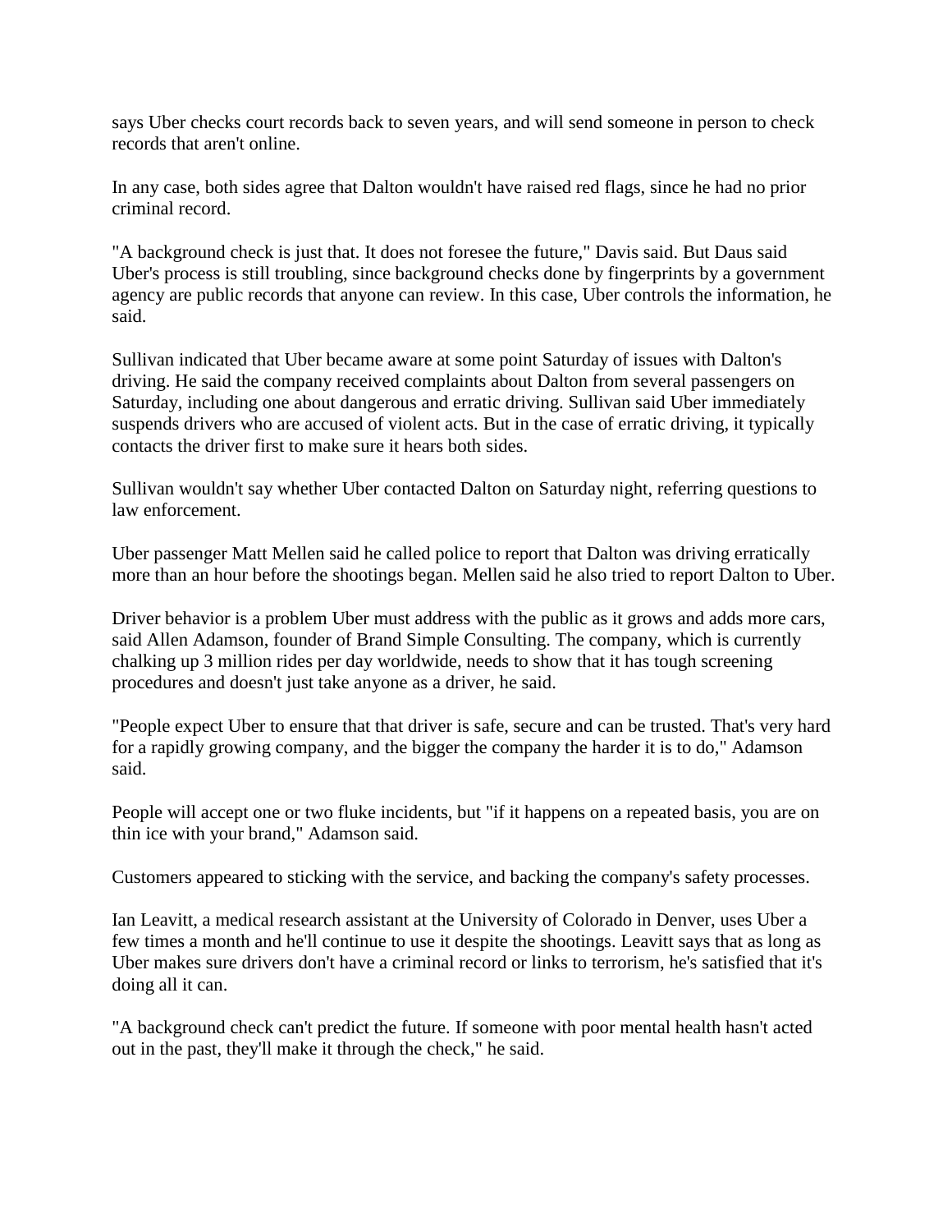says Uber checks court records back to seven years, and will send someone in person to check records that aren't online.

In any case, both sides agree that Dalton wouldn't have raised red flags, since he had no prior criminal record.

"A background check is just that. It does not foresee the future," Davis said. But Daus said Uber's process is still troubling, since background checks done by fingerprints by a government agency are public records that anyone can review. In this case, Uber controls the information, he said.

Sullivan indicated that Uber became aware at some point Saturday of issues with Dalton's driving. He said the company received complaints about Dalton from several passengers on Saturday, including one about dangerous and erratic driving. Sullivan said Uber immediately suspends drivers who are accused of violent acts. But in the case of erratic driving, it typically contacts the driver first to make sure it hears both sides.

Sullivan wouldn't say whether Uber contacted Dalton on Saturday night, referring questions to law enforcement.

Uber passenger Matt Mellen said he called police to report that Dalton was driving erratically more than an hour before the shootings began. Mellen said he also tried to report Dalton to Uber.

Driver behavior is a problem Uber must address with the public as it grows and adds more cars, said Allen Adamson, founder of Brand Simple Consulting. The company, which is currently chalking up 3 million rides per day worldwide, needs to show that it has tough screening procedures and doesn't just take anyone as a driver, he said.

"People expect Uber to ensure that that driver is safe, secure and can be trusted. That's very hard for a rapidly growing company, and the bigger the company the harder it is to do," Adamson said.

People will accept one or two fluke incidents, but "if it happens on a repeated basis, you are on thin ice with your brand," Adamson said.

Customers appeared to sticking with the service, and backing the company's safety processes.

Ian Leavitt, a medical research assistant at the University of Colorado in Denver, uses Uber a few times a month and he'll continue to use it despite the shootings. Leavitt says that as long as Uber makes sure drivers don't have a criminal record or links to terrorism, he's satisfied that it's doing all it can.

"A background check can't predict the future. If someone with poor mental health hasn't acted out in the past, they'll make it through the check," he said.